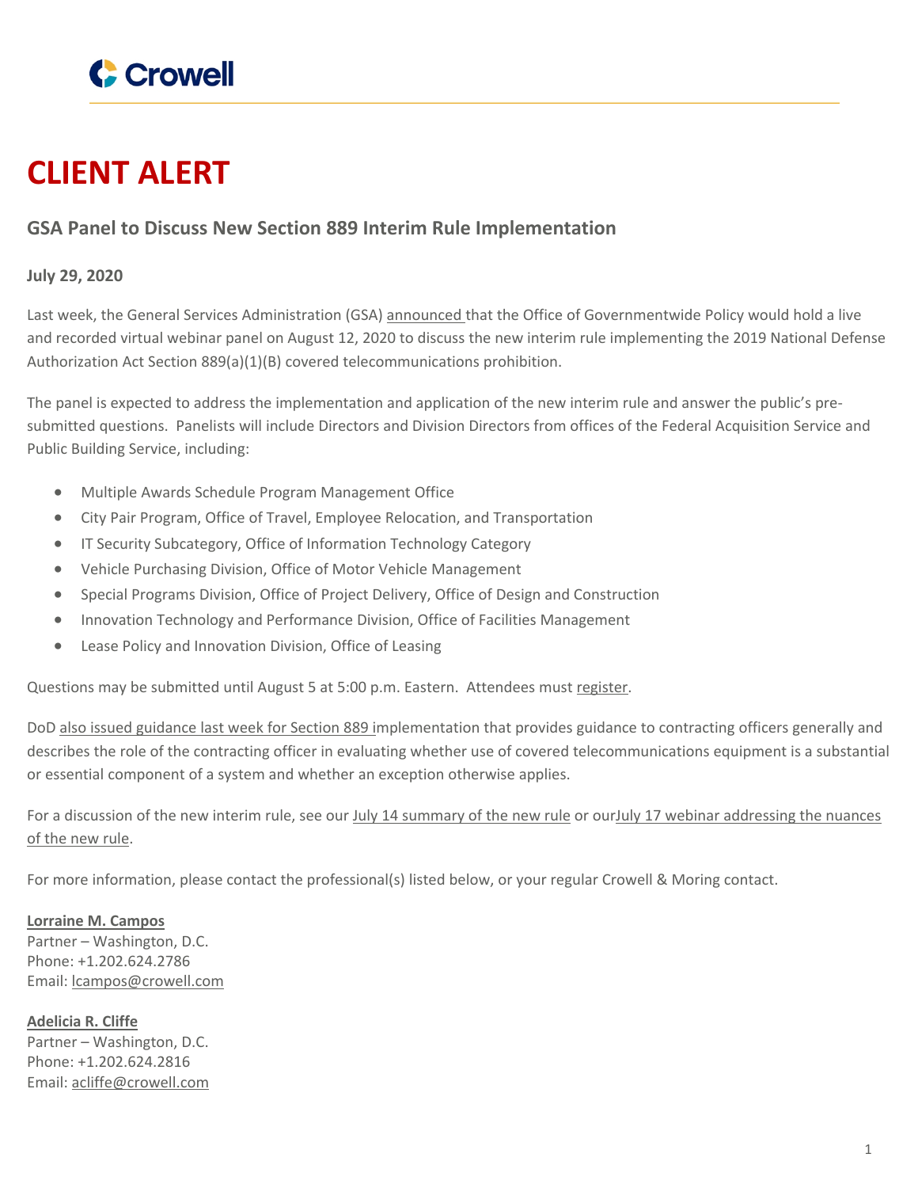# CLIENT ALERT

## GSA Panel to Discuss New Section 889 Interim Rule Implementation

**July 29, 2020**

Last week, the General Services Administration (GSA) announced that the Office of Governmentwide Policy would hold a live and recorded virtual webinar panel on August 12, 2020 to discuss the new interim rule implementing the 2019 National Defense Authorization Act Section 889(a)(1)(B) covered telecommunications prohibition.

The panel is expected to address the implementation and application of the new interim rule and answer the public's pre-submitted questions. Panelists will include Directors and Division Directors from offices of the Federal Acquisition Service and Public Building Service, including:

- Multiple Awards Schedule Program Management Office
- City Pair Program, Office of Travel, Employee Relocation, and Transportation
- IT Security Subcategory, Office of Information Technology Category
- Vehicle Purchasing Division, Office of Motor Vehicle Management
- Special Programs Division, Office of Project Delivery, Office of Design and Construction
- Innovation Technology and Performance Division, Office of Facilities Management
- Lease Policy and Innovation Division, Office of Leasing

Questions may be submitted until August 5 at 5:00 p.m. Eastern. Attendees must register.

DoD also issued guidance last week for Section 889 implementation that provides guidance to contracting officers generally and describes the role of the contracting officer in evaluating whether use of covered telecommunications equipment is a substantial or essential component of a system and whether an exception otherwise applies.

For a discussion of the new interim rule, see our July 14 summary of the new rule or ourJuly 17 webinar addressing the nuances of the new rule.

For more information, please contact the professional(s) listed below, or your regular Crowell & Moring contact.

**Lorraine M. Campos**
Partner – Washington, D.C.
Phone: +1.202.624.2786
Email: lcampos@crowell.com

**Adelicia R. Cliffe**
Partner – Washington, D.C.
Phone: +1.202.624.2816
Email: acliffe@crowell.com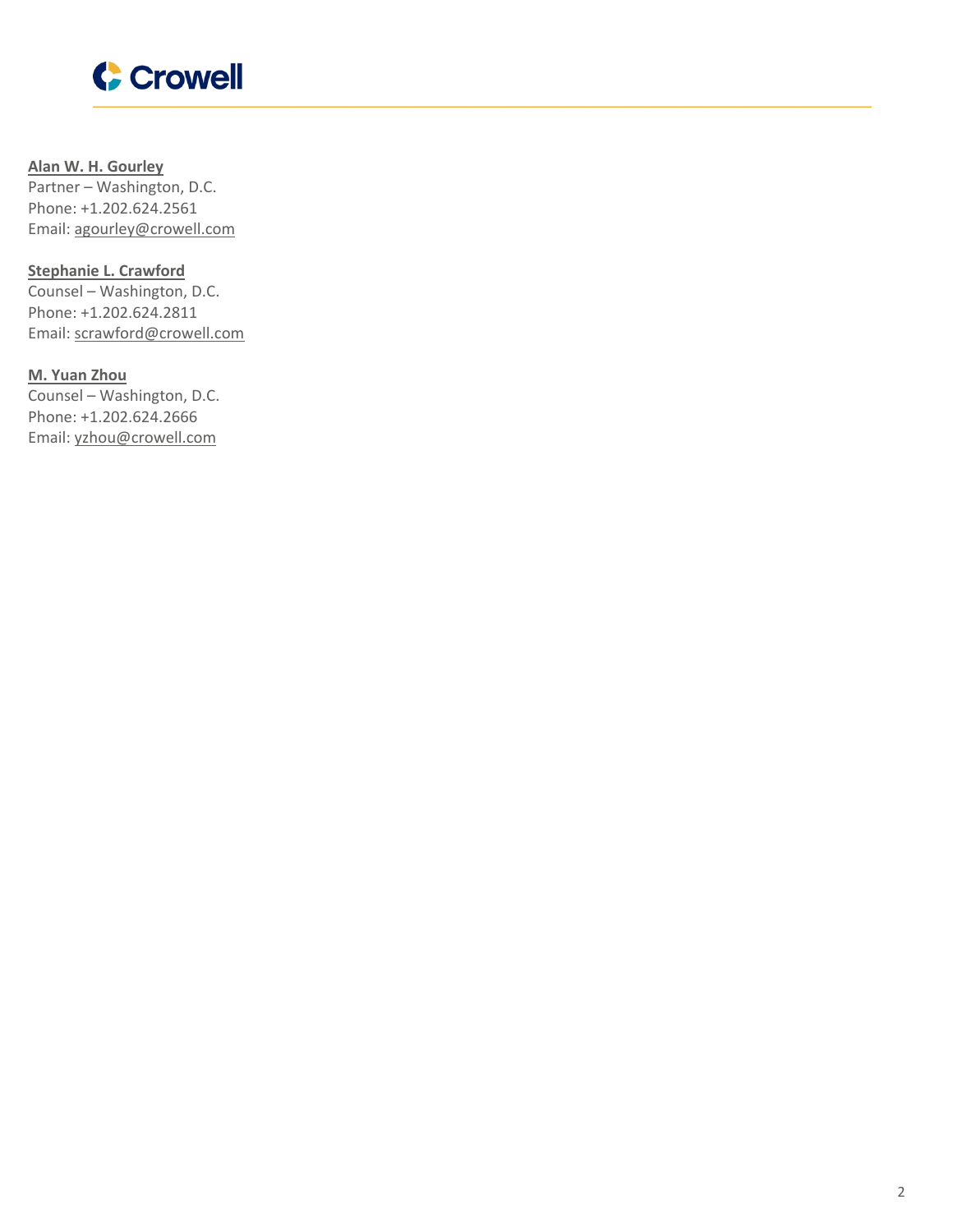**Alan W. H. Gourley**
Partner – Washington, D.C.
Phone: +1.202.624.2561
Email: agourley@crowell.com

**Stephanie L. Crawford**
Counsel – Washington, D.C.
Phone: +1.202.624.2811
Email: scrawford@crowell.com

**M. Yuan Zhou**
Counsel – Washington, D.C.
Phone: +1.202.624.2666
Email: yzhou@crowell.com